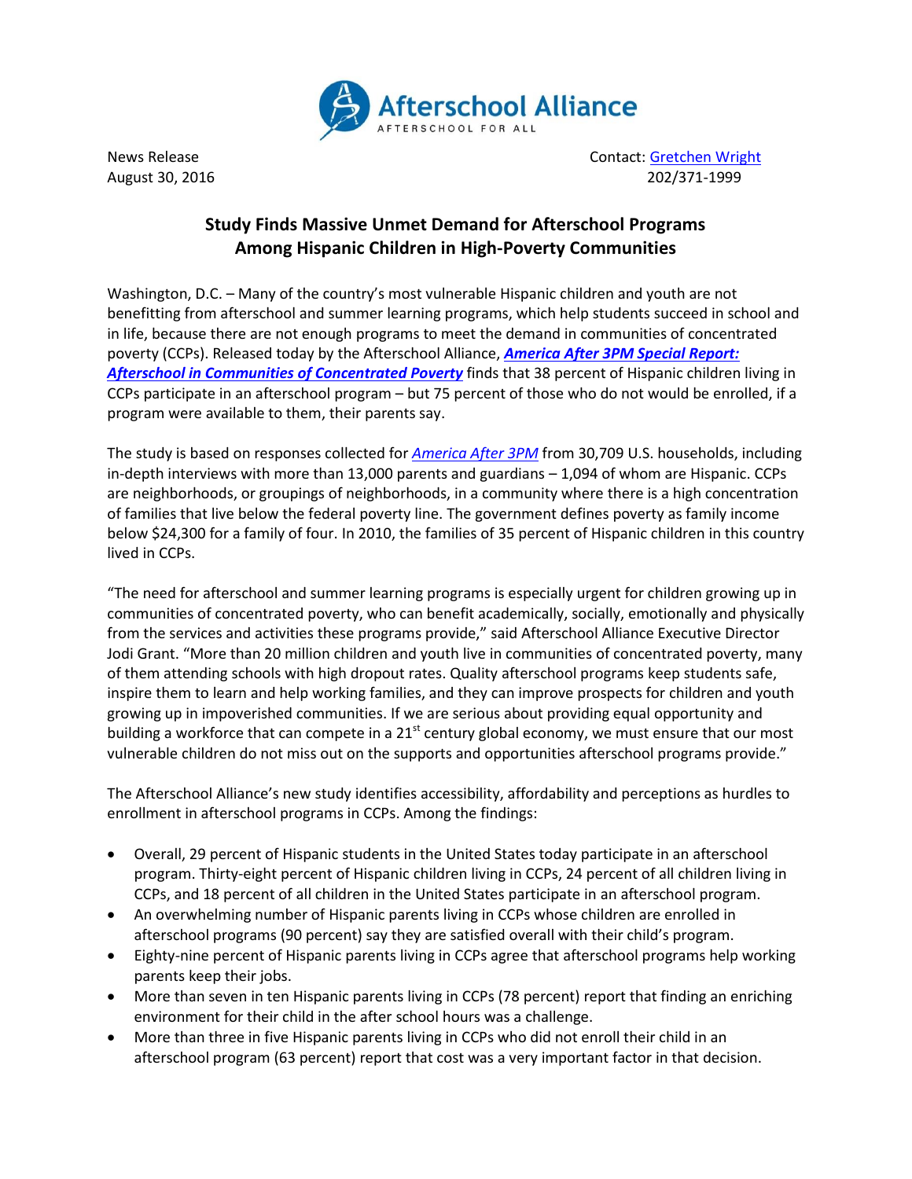Afterschool Alliance
AFTERSCHOOL FOR ALL

News Release
August 30, 2016

Contact: Gretchen Wright
202/371-1999

# Study Finds Massive Unmet Demand for Afterschool Programs Among Hispanic Children in High-Poverty Communities

Washington, D.C. – Many of the country's most vulnerable Hispanic children and youth are not benefitting from afterschool and summer learning programs, which help students succeed in school and in life, because there are not enough programs to meet the demand in communities of concentrated poverty (CCPs). Released today by the Afterschool Alliance, ***America After 3PM Special Report: Afterschool in Communities of Concentrated Poverty*** finds that 38 percent of Hispanic children living in CCPs participate in an afterschool program – but 75 percent of those who do not would be enrolled, if a program were available to them, their parents say.

The study is based on responses collected for *America After 3PM* from 30,709 U.S. households, including in-depth interviews with more than 13,000 parents and guardians – 1,094 of whom are Hispanic. CCPs are neighborhoods, or groupings of neighborhoods, in a community where there is a high concentration of families that live below the federal poverty line. The government defines poverty as family income below $24,300 for a family of four. In 2010, the families of 35 percent of Hispanic children in this country lived in CCPs.

"The need for afterschool and summer learning programs is especially urgent for children growing up in communities of concentrated poverty, who can benefit academically, socially, emotionally and physically from the services and activities these programs provide," said Afterschool Alliance Executive Director Jodi Grant. "More than 20 million children and youth live in communities of concentrated poverty, many of them attending schools with high dropout rates. Quality afterschool programs keep students safe, inspire them to learn and help working families, and they can improve prospects for children and youth growing up in impoverished communities. If we are serious about providing equal opportunity and building a workforce that can compete in a 21st century global economy, we must ensure that our most vulnerable children do not miss out on the supports and opportunities afterschool programs provide."

The Afterschool Alliance's new study identifies accessibility, affordability and perceptions as hurdles to enrollment in afterschool programs in CCPs. Among the findings:

- Overall, 29 percent of Hispanic students in the United States today participate in an afterschool program. Thirty-eight percent of Hispanic children living in CCPs, 24 percent of all children living in CCPs, and 18 percent of all children in the United States participate in an afterschool program.
- An overwhelming number of Hispanic parents living in CCPs whose children are enrolled in afterschool programs (90 percent) say they are satisfied overall with their child's program.
- Eighty-nine percent of Hispanic parents living in CCPs agree that afterschool programs help working parents keep their jobs.
- More than seven in ten Hispanic parents living in CCPs (78 percent) report that finding an enriching environment for their child in the after school hours was a challenge.
- More than three in five Hispanic parents living in CCPs who did not enroll their child in an afterschool program (63 percent) report that cost was a very important factor in that decision.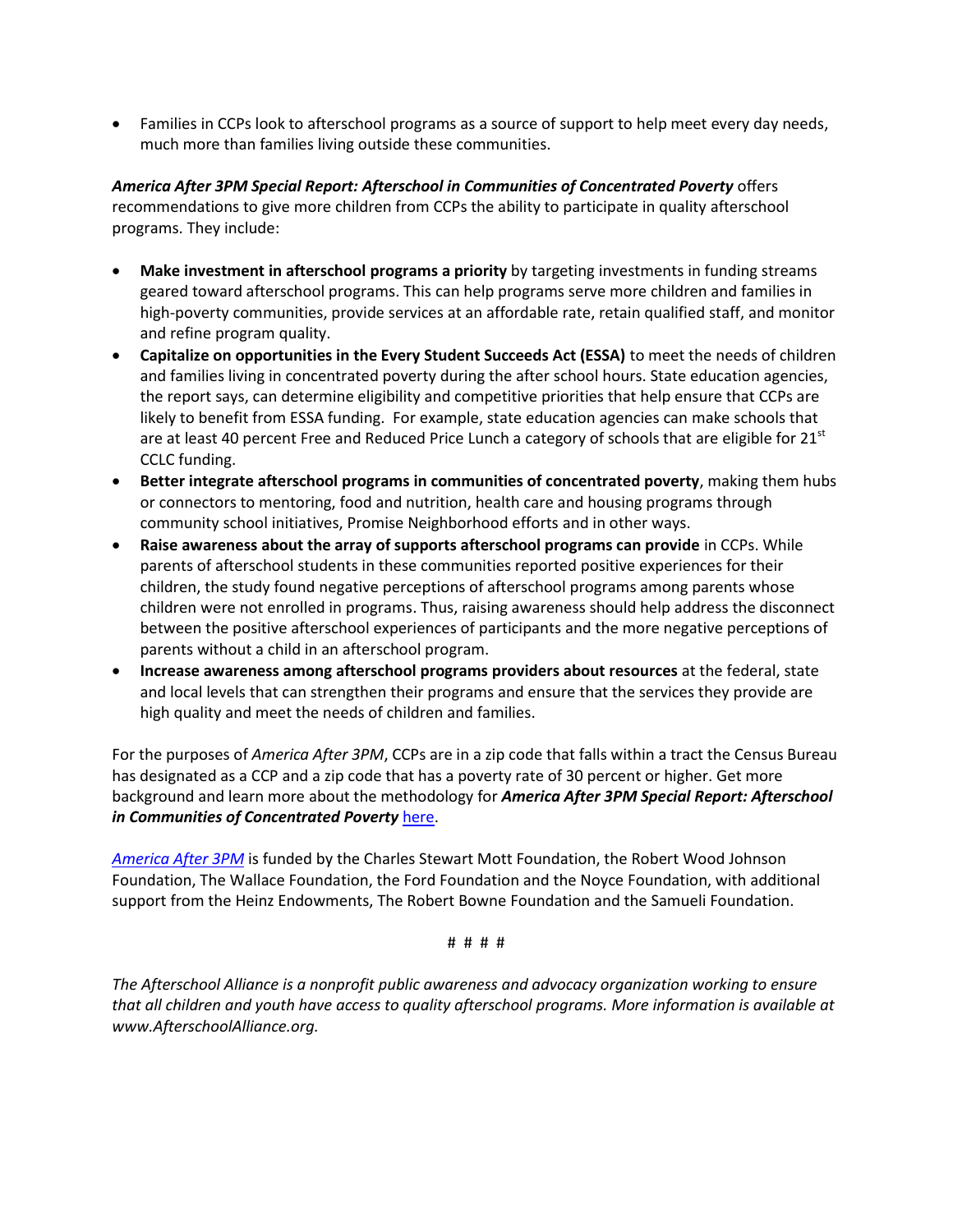- Families in CCPs look to afterschool programs as a source of support to help meet every day needs, much more than families living outside these communities.

***America After 3PM Special Report: Afterschool in Communities of Concentrated Poverty*** offers recommendations to give more children from CCPs the ability to participate in quality afterschool programs. They include:

- **Make investment in afterschool programs a priority** by targeting investments in funding streams geared toward afterschool programs. This can help programs serve more children and families in high-poverty communities, provide services at an affordable rate, retain qualified staff, and monitor and refine program quality.
- **Capitalize on opportunities in the Every Student Succeeds Act (ESSA)** to meet the needs of children and families living in concentrated poverty during the after school hours. State education agencies, the report says, can determine eligibility and competitive priorities that help ensure that CCPs are likely to benefit from ESSA funding. For example, state education agencies can make schools that are at least 40 percent Free and Reduced Price Lunch a category of schools that are eligible for 21st CCLC funding.
- **Better integrate afterschool programs in communities of concentrated poverty**, making them hubs or connectors to mentoring, food and nutrition, health care and housing programs through community school initiatives, Promise Neighborhood efforts and in other ways.
- **Raise awareness about the array of supports afterschool programs can provide** in CCPs. While parents of afterschool students in these communities reported positive experiences for their children, the study found negative perceptions of afterschool programs among parents whose children were not enrolled in programs. Thus, raising awareness should help address the disconnect between the positive afterschool experiences of participants and the more negative perceptions of parents without a child in an afterschool program.
- **Increase awareness among afterschool programs providers about resources** at the federal, state and local levels that can strengthen their programs and ensure that the services they provide are high quality and meet the needs of children and families.

For the purposes of *America After 3PM*, CCPs are in a zip code that falls within a tract the Census Bureau has designated as a CCP and a zip code that has a poverty rate of 30 percent or higher. Get more background and learn more about the methodology for ***America After 3PM Special Report: Afterschool in Communities of Concentrated Poverty*** here.

*America After 3PM* is funded by the Charles Stewart Mott Foundation, the Robert Wood Johnson Foundation, The Wallace Foundation, the Ford Foundation and the Noyce Foundation, with additional support from the Heinz Endowments, The Robert Bowne Foundation and the Samueli Foundation.

# # # #

*The Afterschool Alliance is a nonprofit public awareness and advocacy organization working to ensure that all children and youth have access to quality afterschool programs. More information is available at www.AfterschoolAlliance.org.*